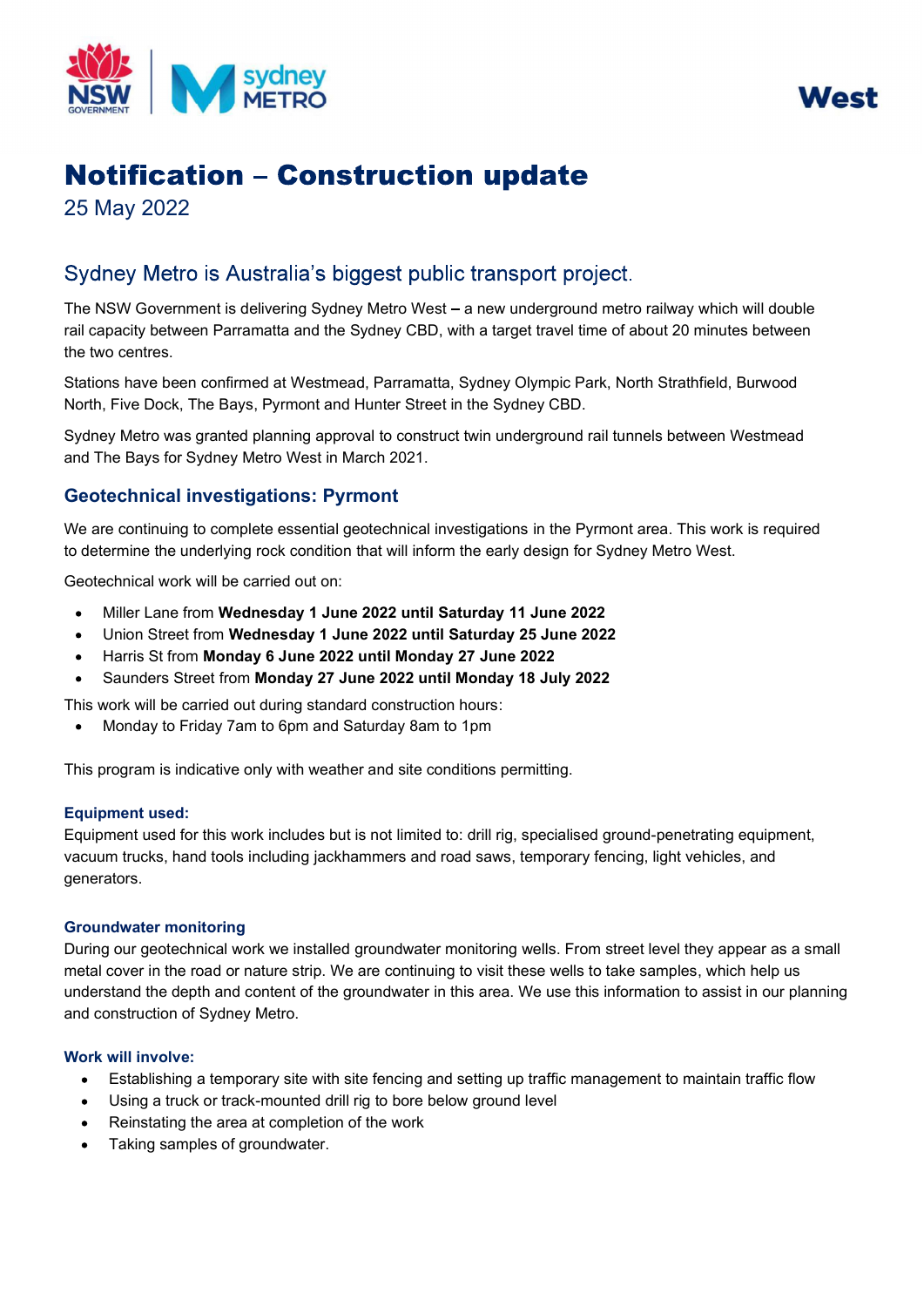West

# Notification – Construction update

25 May 2022

## Sydney Metro is Australia's biggest public transport project.

The NSW Government is delivering Sydney Metro West **–** a new underground metro railway which will double rail capacity between Parramatta and the Sydney CBD, with a target travel time of about 20 minutes between the two centres.

Stations have been confirmed at Westmead, Parramatta, Sydney Olympic Park, North Strathfield, Burwood North, Five Dock, The Bays, Pyrmont and Hunter Street in the Sydney CBD.

Sydney Metro was granted planning approval to construct twin underground rail tunnels between Westmead and The Bays for Sydney Metro West in March 2021.

### Geotechnical investigations: Pyrmont

We are continuing to complete essential geotechnical investigations in the Pyrmont area. This work is required to determine the underlying rock condition that will inform the early design for Sydney Metro West.

Geotechnical work will be carried out on:

- Miller Lane from **Wednesday 1 June 2022 until Saturday 11 June 2022**
- Union Street from **Wednesday 1 June 2022 until Saturday 25 June 2022**
- Harris St from **Monday 6 June 2022 until Monday 27 June 2022**
- Saunders Street from **Monday 27 June 2022 until Monday 18 July 2022**

This work will be carried out during standard construction hours:

- Monday to Friday 7am to 6pm and Saturday 8am to 1pm

This program is indicative only with weather and site conditions permitting.

#### Equipment used:

Equipment used for this work includes but is not limited to: drill rig, specialised ground-penetrating equipment, vacuum trucks, hand tools including jackhammers and road saws, temporary fencing, light vehicles, and generators.

#### Groundwater monitoring

During our geotechnical work we installed groundwater monitoring wells. From street level they appear as a small metal cover in the road or nature strip. We are continuing to visit these wells to take samples, which help us understand the depth and content of the groundwater in this area. We use this information to assist in our planning and construction of Sydney Metro.

#### Work will involve:

- Establishing a temporary site with site fencing and setting up traffic management to maintain traffic flow
- Using a truck or track-mounted drill rig to bore below ground level
- Reinstating the area at completion of the work
- Taking samples of groundwater.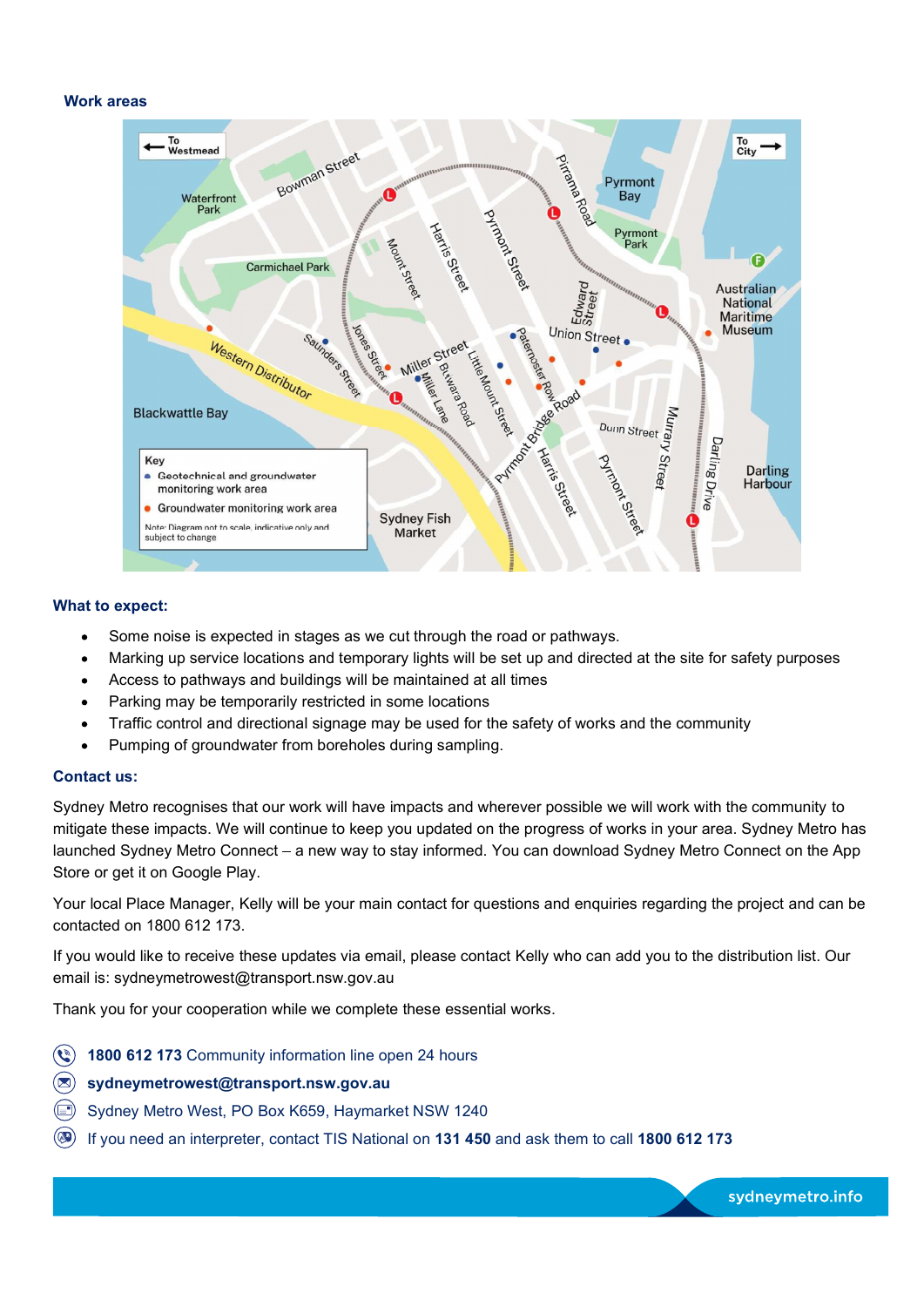## Work areas

To Westmead

To City

Waterfront Park

Bowman Street

Carmichael Park

Pyrmont Bay

Pyrmont Park

Pirrama Road

Mount Street

Harris Street

Pyrmont Street

Edward Street

Australian National Maritime Museum

Union Street

Saunders Street

Jones Street

Miller Street

Little Mount Street

Paternoster Row

Western Distributor

Miller Lane

Bulwara Road

Pyrmont Bridge Road

Dunn Street

Murray Street

Darling Drive

Blackwattle Bay

Darling Harbour

Sydney Fish Market

Key

- Geotechnical and groundwater monitoring work area
- Groundwater monitoring work area

Note: Diagram not to scale, indicative only and subject to change

## What to expect:

- Some noise is expected in stages as we cut through the road or pathways.
- Marking up service locations and temporary lights will be set up and directed at the site for safety purposes
- Access to pathways and buildings will be maintained at all times
- Parking may be temporarily restricted in some locations
- Traffic control and directional signage may be used for the safety of works and the community
- Pumping of groundwater from boreholes during sampling.

## Contact us:

Sydney Metro recognises that our work will have impacts and wherever possible we will work with the community to mitigate these impacts. We will continue to keep you updated on the progress of works in your area. Sydney Metro has launched Sydney Metro Connect – a new way to stay informed. You can download Sydney Metro Connect on the App Store or get it on Google Play.

Your local Place Manager, Kelly will be your main contact for questions and enquiries regarding the project and can be contacted on 1800 612 173.

If you would like to receive these updates via email, please contact Kelly who can add you to the distribution list. Our email is: sydneymetrowest@transport.nsw.gov.au

Thank you for your cooperation while we complete these essential works.

**1800 612 173** Community information line open 24 hours

**sydneymetrowest@transport.nsw.gov.au**

Sydney Metro West, PO Box K659, Haymarket NSW 1240

If you need an interpreter, contact TIS National on **131 450** and ask them to call **1800 612 173**

sydneymetro.info